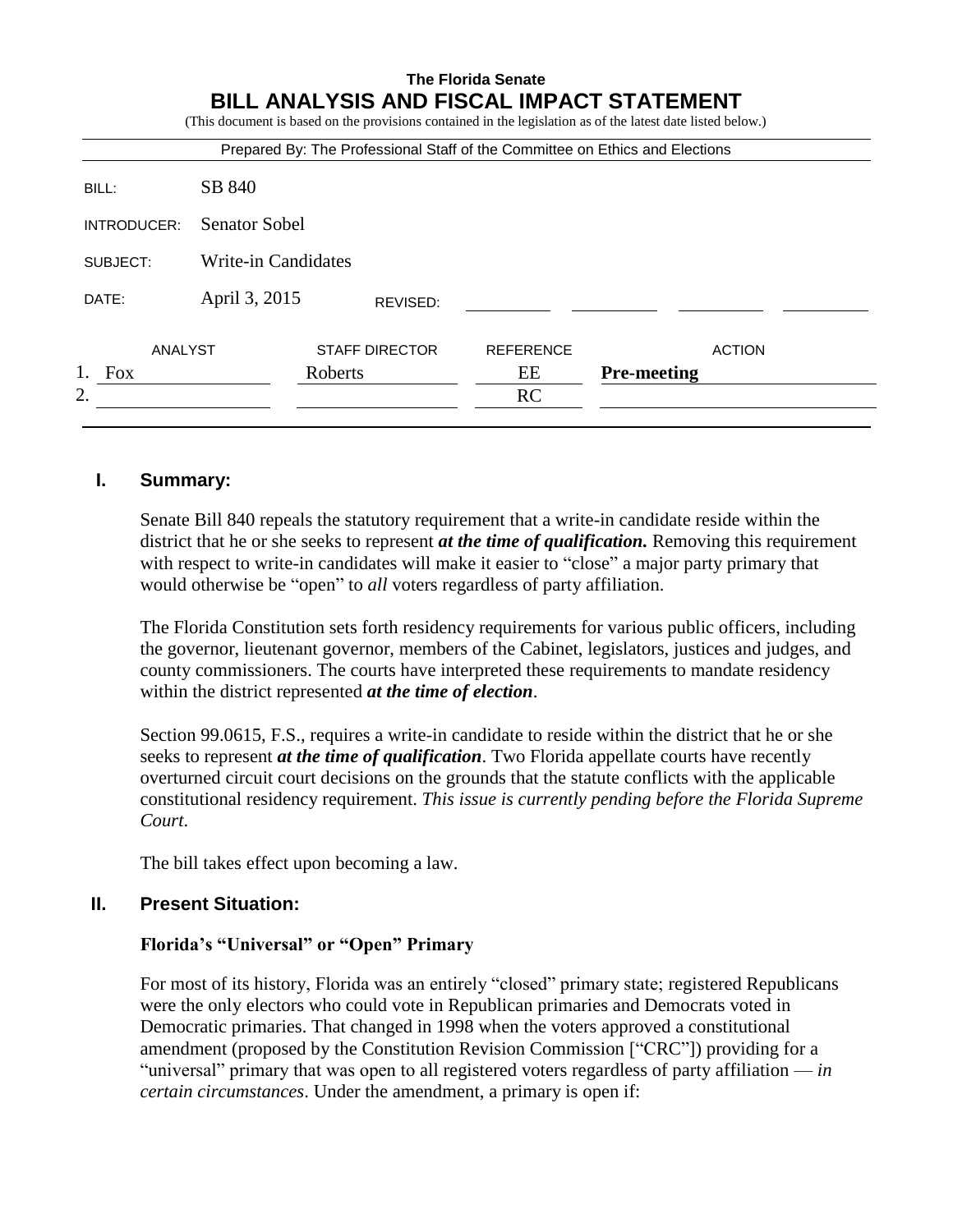**The Florida Senate**

# BILL ANALYSIS AND FISCAL IMPACT STATEMENT

(This document is based on the provisions contained in the legislation as of the latest date listed below.)

Prepared By: The Professional Staff of the Committee on Ethics and Elections

| | |
|---|---|
| BILL: | SB 840 |
| INTRODUCER: | Senator Sobel |
| SUBJECT: | Write-in Candidates |
| DATE: | April 3, 2015 REVISED: |

| | ANALYST | STAFF DIRECTOR | REFERENCE | ACTION |
|---|---|---|---|---|
| 1. | Fox | Roberts | EE | **Pre-meeting** |
| 2. | | | RC | |

## I. Summary:

Senate Bill 840 repeals the statutory requirement that a write-in candidate reside within the district that he or she seeks to represent ***at the time of qualification.*** Removing this requirement with respect to write-in candidates will make it easier to "close" a major party primary that would otherwise be "open" to *all* voters regardless of party affiliation.

The Florida Constitution sets forth residency requirements for various public officers, including the governor, lieutenant governor, members of the Cabinet, legislators, justices and judges, and county commissioners. The courts have interpreted these requirements to mandate residency within the district represented ***at the time of election***.

Section 99.0615, F.S., requires a write-in candidate to reside within the district that he or she seeks to represent ***at the time of qualification***. Two Florida appellate courts have recently overturned circuit court decisions on the grounds that the statute conflicts with the applicable constitutional residency requirement. *This issue is currently pending before the Florida Supreme Court*.

The bill takes effect upon becoming a law.

## II. Present Situation:

### Florida's "Universal" or "Open" Primary

For most of its history, Florida was an entirely "closed" primary state; registered Republicans were the only electors who could vote in Republican primaries and Democrats voted in Democratic primaries. That changed in 1998 when the voters approved a constitutional amendment (proposed by the Constitution Revision Commission ["CRC"]) providing for a "universal" primary that was open to all registered voters regardless of party affiliation — *in certain circumstances*. Under the amendment, a primary is open if: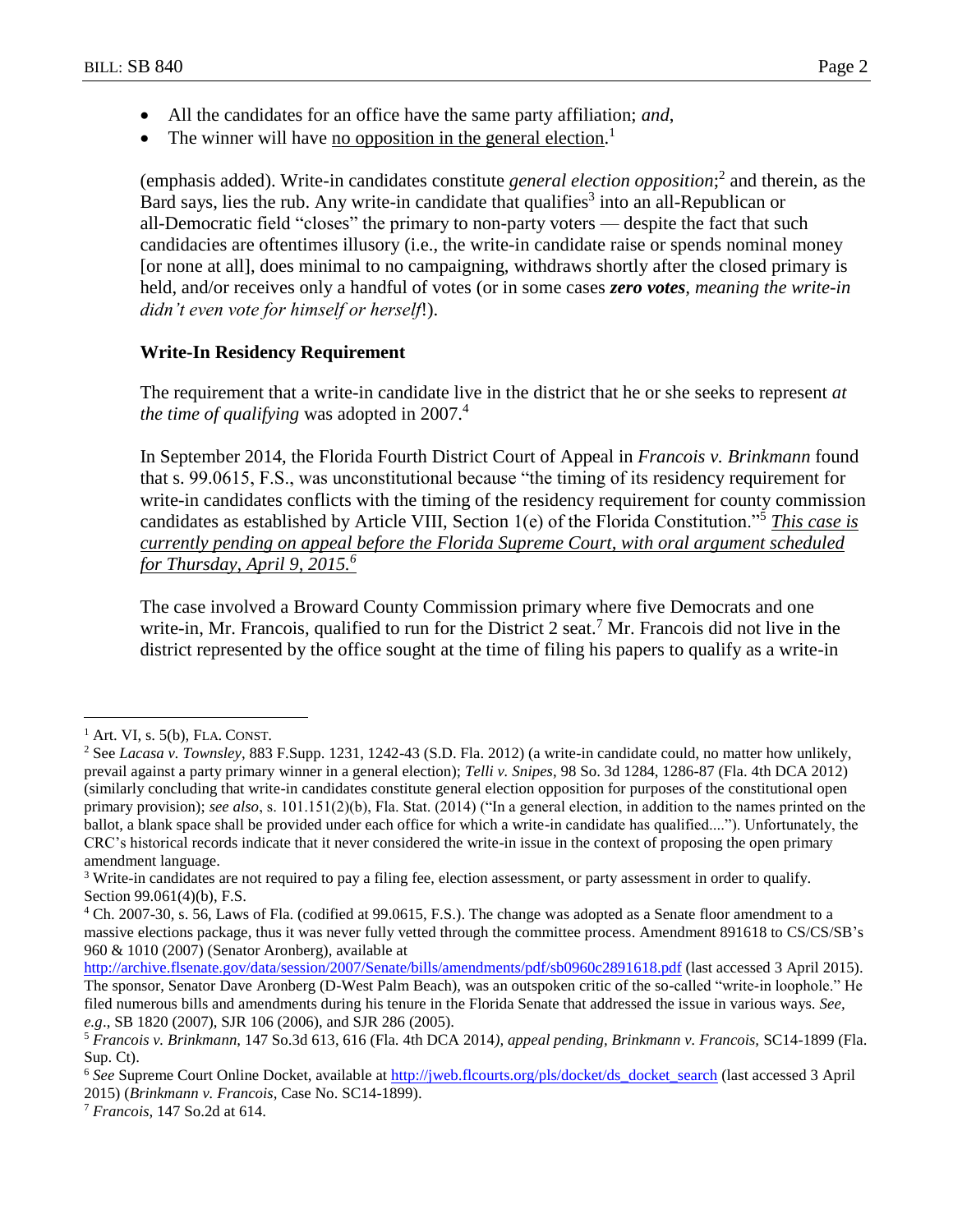- All the candidates for an office have the same party affiliation; *and*,
- The winner will have no opposition in the general election.[1]

(emphasis added). Write-in candidates constitute *general election opposition*;[2] and therein, as the Bard says, lies the rub. Any write-in candidate that qualifies[3] into an all-Republican or all-Democratic field "closes" the primary to non-party voters — despite the fact that such candidacies are oftentimes illusory (i.e., the write-in candidate raise or spends nominal money [or none at all], does minimal to no campaigning, withdraws shortly after the closed primary is held, and/or receives only a handful of votes (or in some cases ***zero votes***, *meaning the write-in didn't even vote for himself or herself*!).

**Write-In Residency Requirement**

The requirement that a write-in candidate live in the district that he or she seeks to represent *at the time of qualifying* was adopted in 2007.[4]

In September 2014, the Florida Fourth District Court of Appeal in *Francois v. Brinkmann* found that s. 99.0615, F.S., was unconstitutional because "the timing of its residency requirement for write-in candidates conflicts with the timing of the residency requirement for county commission candidates as established by Article VIII, Section 1(e) of the Florida Constitution."[5] *This case is currently pending on appeal before the Florida Supreme Court, with oral argument scheduled for Thursday, April 9, 2015.*[6]

The case involved a Broward County Commission primary where five Democrats and one write-in, Mr. Francois, qualified to run for the District 2 seat.[7] Mr. Francois did not live in the district represented by the office sought at the time of filing his papers to qualify as a write-in

---

[1] Art. VI, s. 5(b), FLA. CONST.

[2] See *Lacasa v. Townsley*, 883 F.Supp. 1231, 1242-43 (S.D. Fla. 2012) (a write-in candidate could, no matter how unlikely, prevail against a party primary winner in a general election); *Telli v. Snipes*, 98 So. 3d 1284, 1286-87 (Fla. 4th DCA 2012) (similarly concluding that write-in candidates constitute general election opposition for purposes of the constitutional open primary provision); *see also*, s. 101.151(2)(b), Fla. Stat. (2014) ("In a general election, in addition to the names printed on the ballot, a blank space shall be provided under each office for which a write-in candidate has qualified...."). Unfortunately, the CRC's historical records indicate that it never considered the write-in issue in the context of proposing the open primary amendment language.

[3] Write-in candidates are not required to pay a filing fee, election assessment, or party assessment in order to qualify. Section 99.061(4)(b), F.S.

[4] Ch. 2007-30, s. 56, Laws of Fla. (codified at 99.0615, F.S.). The change was adopted as a Senate floor amendment to a massive elections package, thus it was never fully vetted through the committee process. Amendment 891618 to CS/CS/SB's 960 & 1010 (2007) (Senator Aronberg), available at http://archive.flsenate.gov/data/session/2007/Senate/bills/amendments/pdf/sb0960c2891618.pdf (last accessed 3 April 2015). The sponsor, Senator Dave Aronberg (D-West Palm Beach), was an outspoken critic of the so-called "write-in loophole." He filed numerous bills and amendments during his tenure in the Florida Senate that addressed the issue in various ways. *See, e.g*., SB 1820 (2007), SJR 106 (2006), and SJR 286 (2005).

[5] *Francois v. Brinkmann*, 147 So.3d 613, 616 (Fla. 4th DCA 2014*), appeal pending, Brinkmann v. Francois*, SC14-1899 (Fla. Sup. Ct).

[6] *See* Supreme Court Online Docket, available at http://jweb.flcourts.org/pls/docket/ds_docket_search (last accessed 3 April 2015) (*Brinkmann v. Francois*, Case No. SC14-1899).

[7] *Francois*, 147 So.2d at 614.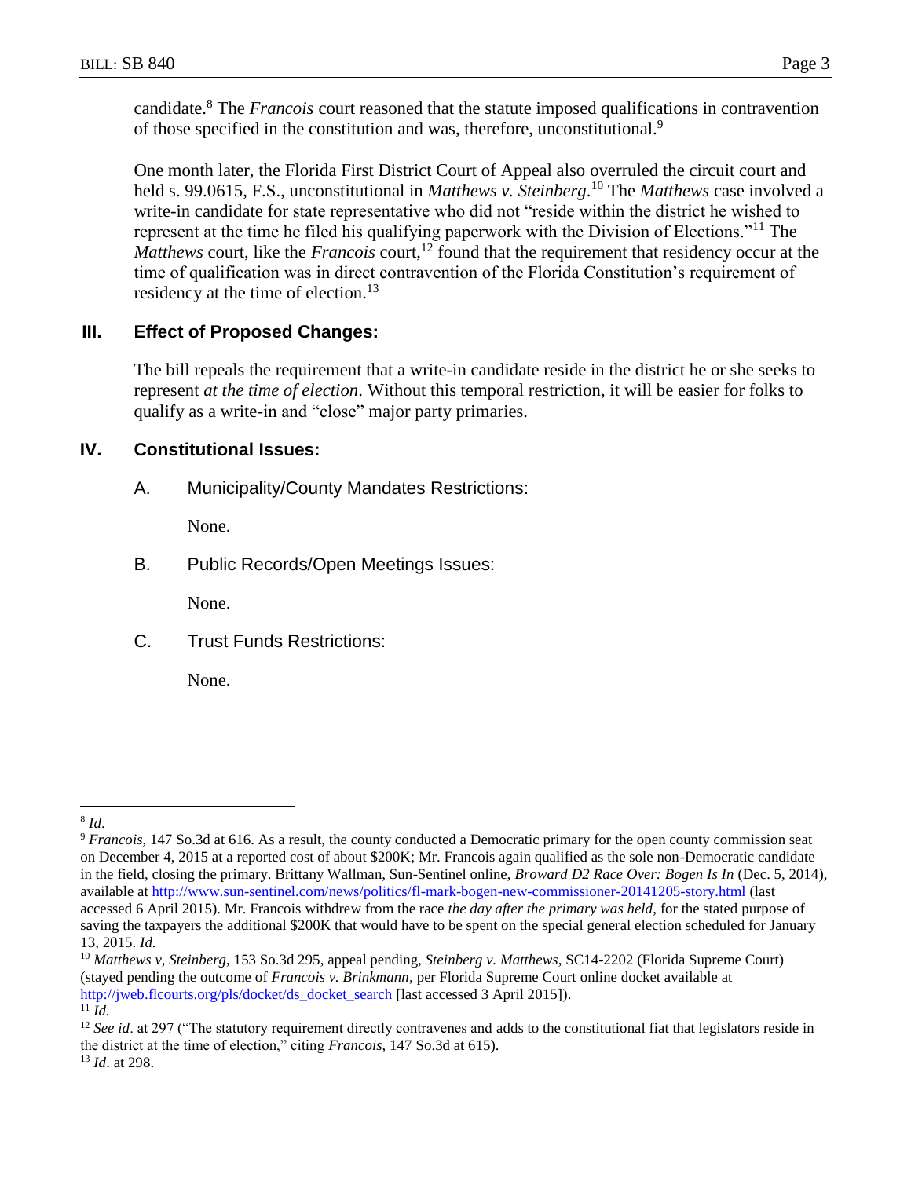candidate.[8] The *Francois* court reasoned that the statute imposed qualifications in contravention of those specified in the constitution and was, therefore, unconstitutional.[9]

One month later, the Florida First District Court of Appeal also overruled the circuit court and held s. 99.0615, F.S., unconstitutional in *Matthews v. Steinberg*.[10] The *Matthews* case involved a write-in candidate for state representative who did not "reside within the district he wished to represent at the time he filed his qualifying paperwork with the Division of Elections."[11] The *Matthews* court, like the *Francois* court,[12] found that the requirement that residency occur at the time of qualification was in direct contravention of the Florida Constitution's requirement of residency at the time of election.[13]

## III. Effect of Proposed Changes:

The bill repeals the requirement that a write-in candidate reside in the district he or she seeks to represent *at the time of election*. Without this temporal restriction, it will be easier for folks to qualify as a write-in and "close" major party primaries.

## IV. Constitutional Issues:

A. Municipality/County Mandates Restrictions:

None.

B. Public Records/Open Meetings Issues:

None.

C. Trust Funds Restrictions:

None.

---

[8] *Id*.

[9] *Francois*, 147 So.3d at 616. As a result, the county conducted a Democratic primary for the open county commission seat on December 4, 2015 at a reported cost of about $200K; Mr. Francois again qualified as the sole non-Democratic candidate in the field, closing the primary. Brittany Wallman, Sun-Sentinel online, *Broward D2 Race Over: Bogen Is In* (Dec. 5, 2014), available at http://www.sun-sentinel.com/news/politics/fl-mark-bogen-new-commissioner-20141205-story.html (last accessed 6 April 2015). Mr. Francois withdrew from the race *the day after the primary was held*, for the stated purpose of saving the taxpayers the additional $200K that would have to be spent on the special general election scheduled for January 13, 2015. *Id.*

[10] *Matthews v, Steinberg*, 153 So.3d 295, appeal pending, *Steinberg v. Matthews*, SC14-2202 (Florida Supreme Court) (stayed pending the outcome of *Francois v. Brinkmann*, per Florida Supreme Court online docket available at http://jweb.flcourts.org/pls/docket/ds_docket_search [last accessed 3 April 2015]).

[11] *Id.*

[12] *See id*. at 297 ("The statutory requirement directly contravenes and adds to the constitutional fiat that legislators reside in the district at the time of election," citing *Francois*, 147 So.3d at 615).

[13] *Id*. at 298.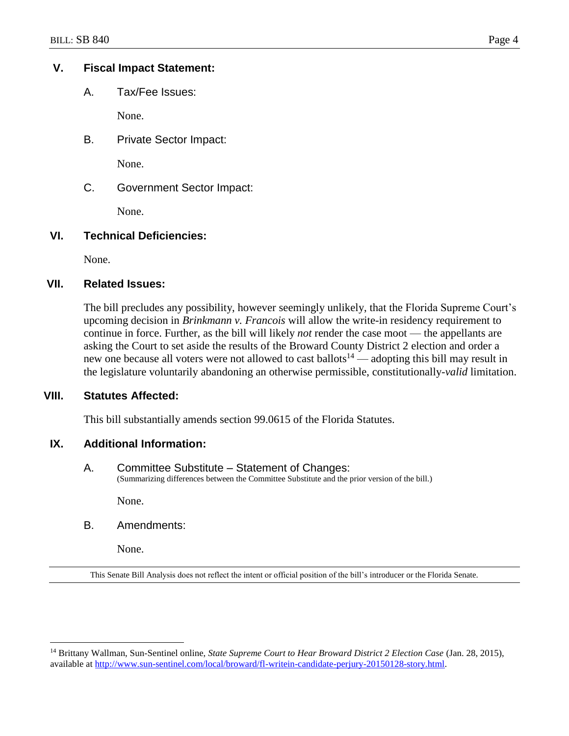## V. Fiscal Impact Statement:

A. Tax/Fee Issues:

None.

B. Private Sector Impact:

None.

C. Government Sector Impact:

None.

## VI. Technical Deficiencies:

None.

## VII. Related Issues:

The bill precludes any possibility, however seemingly unlikely, that the Florida Supreme Court's upcoming decision in *Brinkmann v. Francois* will allow the write-in residency requirement to continue in force. Further, as the bill will likely *not* render the case moot — the appellants are asking the Court to set aside the results of the Broward County District 2 election and order a new one because all voters were not allowed to cast ballots[14] — adopting this bill may result in the legislature voluntarily abandoning an otherwise permissible, constitutionally-*valid* limitation.

## VIII. Statutes Affected:

This bill substantially amends section 99.0615 of the Florida Statutes.

## IX. Additional Information:

A. Committee Substitute – Statement of Changes:
(Summarizing differences between the Committee Substitute and the prior version of the bill.)

None.

B. Amendments:

None.

This Senate Bill Analysis does not reflect the intent or official position of the bill's introducer or the Florida Senate.

---

[14] Brittany Wallman, Sun-Sentinel online, *State Supreme Court to Hear Broward District 2 Election Case* (Jan. 28, 2015), available at http://www.sun-sentinel.com/local/broward/fl-writein-candidate-perjury-20150128-story.html.